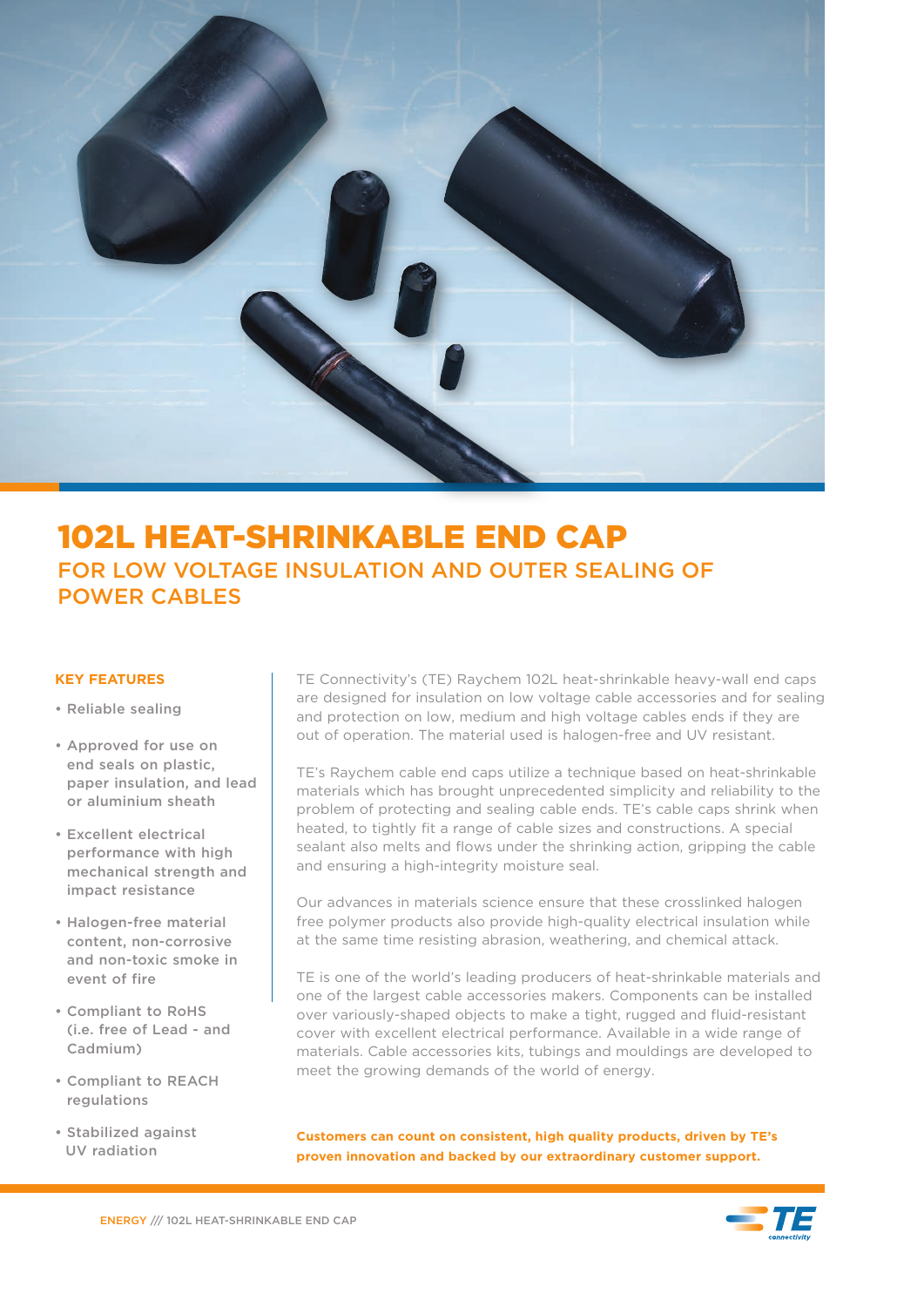# 102L HEAT-SHRINKABLE END CAP

## FOR LOW VOLTAGE INSULATION AND OUTER SEALING OF POWER CABLES

### KEY FEATURES

- Reliable sealing
- Approved for use on end seals on plastic, paper insulation, and lead or aluminium sheath
- Excellent electrical performance with high mechanical strength and impact resistance
- Halogen-free material content, non-corrosive and non-toxic smoke in event of fire
- Compliant to RoHS (i.e. free of Lead - and Cadmium)
- Compliant to REACH regulations
- Stabilized against UV radiation

TE Connectivity's (TE) Raychem 102L heat-shrinkable heavy-wall end caps are designed for insulation on low voltage cable accessories and for sealing and protection on low, medium and high voltage cables ends if they are out of operation. The material used is halogen-free and UV resistant.

TE's Raychem cable end caps utilize a technique based on heat-shrinkable materials which has brought unprecedented simplicity and reliability to the problem of protecting and sealing cable ends. TE's cable caps shrink when heated, to tightly fit a range of cable sizes and constructions. A special sealant also melts and flows under the shrinking action, gripping the cable and ensuring a high-integrity moisture seal.

Our advances in materials science ensure that these crosslinked halogen free polymer products also provide high-quality electrical insulation while at the same time resisting abrasion, weathering, and chemical attack.

TE is one of the world's leading producers of heat-shrinkable materials and one of the largest cable accessories makers. Components can be installed over variously-shaped objects to make a tight, rugged and fluid-resistant cover with excellent electrical performance. Available in a wide range of materials. Cable accessories kits, tubings and mouldings are developed to meet the growing demands of the world of energy.

**Customers can count on consistent, high quality products, driven by TE's proven innovation and backed by our extraordinary customer support.**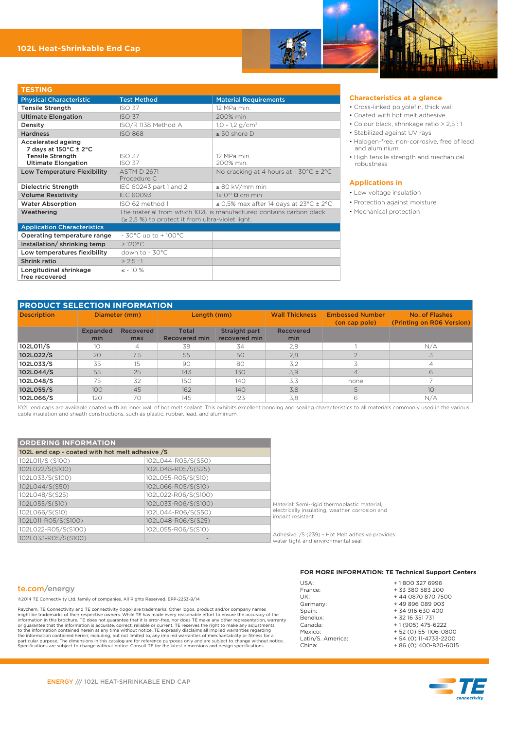# 102L Heat-Shrinkable End Cap

## TESTING

| Physical Characteristic | Test Method | Material Requirements |
|---|---|---|
| Tensile Strength | ISO 37 | 12 MPa min. |
| Ultimate Elongation | ISO 37 | 200% min |
| Density | ISO/R 1138 Method A | 1,0 - 1,2 g/cm³ |
| Hardness | ISO 868 | ≥ 50 shore D |
| Accelerated ageing 7 days at 150°C ± 2°C Tensile Strength Ultimate Elongation | ISO 37 ISO 37 | 12 MPa min. 200% min. |
| Low Temperature Flexibility | ASTM D 2671 Procedure C | No cracking at 4 hours at - 30°C ± 2°C |
| Dielectric Strength | IEC 60243 part 1 and 2 | ≥ 80 kV/mm min |
| Volume Resistivity | IEC 60093 | $1x10^{10}$ Ω cm min |
| Water Absorption | ISO 62 method 1 | ≤ 0,5% max after 14 days at 23°C ± 2°C |
| Weathering | The material from which 102L is manufactured contains carbon black (≥ 2,5 %) to protect it from ultra-violet light. | |
| **Application Characteristics** | | |
| Operating temperature range | - 30°C up to + 100°C | |
| Installation/ shrinking temp | > 120°C | |
| Low temperatures flexibility | down to - 30°C | |
| Shrink ratio | > 2,5 : 1 | |
| Longitudinal shrinkage free recovered | ≤ - 10 % | |

### Characteristics at a glance

- Cross-linked polyolefin, thick wall
- Coated with hot melt adhesive
- Colour black, shrinkage ratio > 2,5 : 1
- Stabilized against UV rays
- Halogen-free, non-corrosive, free of lead and aluminium
- High tensile strength and mechanical robustness

### Applications in

- Low voltage insulation
- Protection against moisture
- Mechanical protection

## PRODUCT SELECTION INFORMATION

| Description | Diameter (mm) | | Length (mm) | | Wall Thickness | Embossed Number (on cap pole) | No. of Flashes (Printing on R06 Version) |
|---|---|---|---|---|---|---|---|
| | Expanded min | Recovered max | Total Recovered min | Straight part recovered min | Recovered min | | |
| 102L011/S | 10 | 4 | 38 | 34 | 2,8 | 1 | N/A |
| 102L022/S | 20 | 7.5 | 55 | 50 | 2,8 | 2 | 3 |
| 102L033/S | 35 | 15 | 90 | 80 | 3,2 | 3 | 4 |
| 102L044/S | 55 | 25 | 143 | 130 | 3,9 | 4 | 6 |
| 102L048/S | 75 | 32 | 150 | 140 | 3,3 | none | 7 |
| 102L055/S | 100 | 45 | 162 | 140 | 3,8 | 5 | 10 |
| 102L066/S | 120 | 70 | 145 | 123 | 3,8 | 6 | N/A |

102L end caps are available coated with an inner wall of hot melt sealant. This exhibits excellent bonding and sealing characteristics to all materials commonly used in the various cable insulation and sheath constructions, such as plastic, rubber, lead, and aluminium.

## ORDERING INFORMATION

| 102L end cap - coated with hot melt adhesive /S | |
|---|---|
| 102L011/S (S100) | 102L044-R05/S(S50) |
| 102L022/S(S100) | 102L048-R05/S(S25) |
| 102L033/S(S100) | 102L055-R05/S(S10) |
| 102L044/S(S50) | 102L066-R05/S(S10) |
| 102L048/S(S25) | 102L022-R06/S(S100) |
| 102L055/S(S10) | 102L033-R06/S(S100) |
| 102L066/S(S10) | 102L044-R06/S(S50) |
| 102L011-R05/S(S100) | 102L048-R06/S(S25) |
| 102L022-R05/S(S100) | 102L055-R06/S(S10) |
| 102L033-R05/S(S100) | - |

Material: Semi-rigid thermoplastic material, electrically insulating, weather, corrosion and impact resistant.

Adhesive: /S (239) - Hot Melt adhesive provides water tight and environmental seal.

te.com/energy

©2014 TE Connectivity Ltd. family of companies. All Rights Reserved. EPP-2253-9/14

Raychem, TE Connectivity and TE connectivity (logo) are trademarks. Other logos, product and/or company names might be trademarks of their respective owners. While TE has made every reasonable effort to ensure the accuracy of the information in this brochure, TE does not guarantee that it is error-free, nor does TE make any other representation, warranty or guarantee that the information is accurate, correct, reliable or current. TE reserves the right to make any adjustments to the information contained herein at any time without notice. TE expressly disclaims all implied warranties regarding the information contained herein, including, but not limited to, any implied warranties of merchantability or fitness for a particular purpose. The dimensions in this catalog are for reference purposes only and are subject to change without notice. Specifications are subject to change without notice. Consult TE for the latest dimensions and design specifications.

### FOR MORE INFORMATION: TE Technical Support Centers

| | |
|---|---|
| USA: | + 1 800 327 6996 |
| France: | + 33 380 583 200 |
| UK: | + 44 0870 870 7500 |
| Germany: | + 49 896 089 903 |
| Spain: | + 34 916 630 400 |
| Benelux: | + 32 16 351 731 |
| Canada: | + 1 (905) 475-6222 |
| Mexico: | + 52 (0) 55-1106-0800 |
| Latin/S. America: | + 54 (0) 11-4733-2200 |
| China: | + 86 (0) 400-820-6015 |

ENERGY /// 102L HEAT-SHRINKABLE END CAP